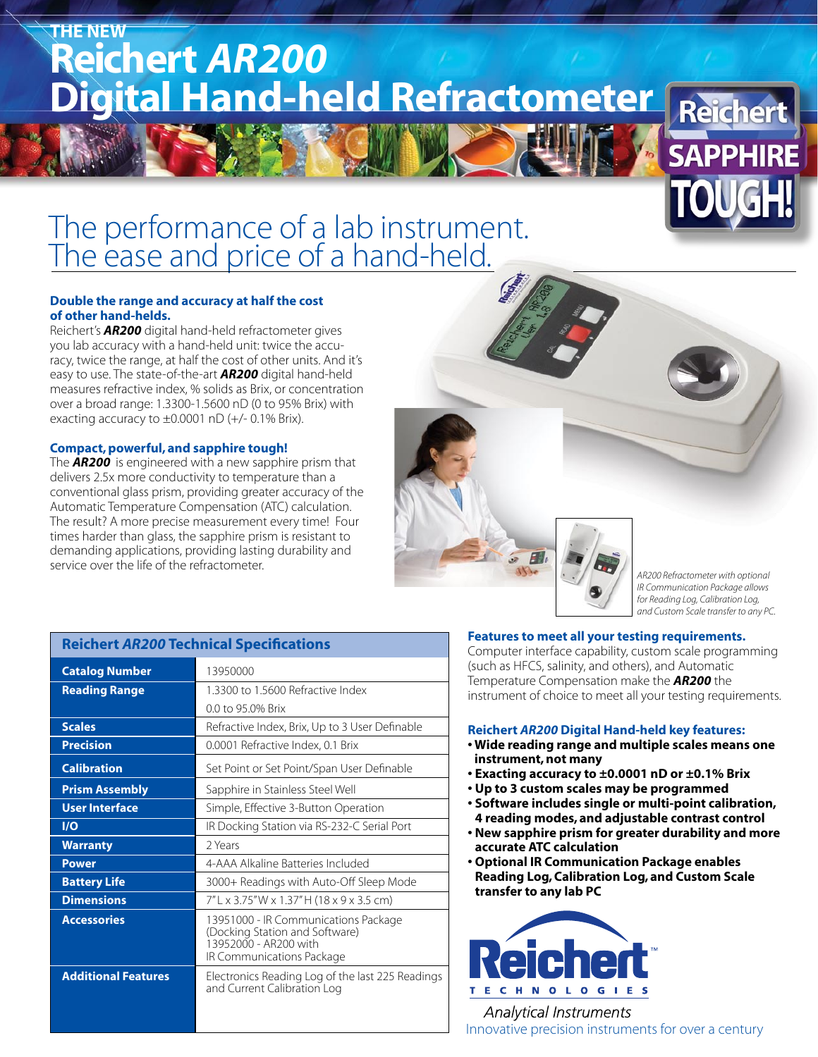THE NEW

# Reichert *AR200* Digital Hand-held Refractometer

Reichert SAPPHIRE TOUGH!

## The performance of a lab instrument. The ease and price of a hand-held.

### Double the range and accuracy at half the cost of other hand-helds.

Reichert's ***AR200*** digital hand-held refractometer gives you lab accuracy with a hand-held unit: twice the accuracy, twice the range, at half the cost of other units. And it's easy to use. The state-of-the-art ***AR200*** digital hand-held measures refractive index, % solids as Brix, or concentration over a broad range: 1.3300-1.5600 nD (0 to 95% Brix) with exacting accuracy to ±0.0001 nD (+/- 0.1% Brix).

### Compact, powerful, and sapphire tough!

The ***AR200*** is engineered with a new sapphire prism that delivers 2.5x more conductivity to temperature than a conventional glass prism, providing greater accuracy of the Automatic Temperature Compensation (ATC) calculation. The result? A more precise measurement every time! Four times harder than glass, the sapphire prism is resistant to demanding applications, providing lasting durability and service over the life of the refractometer.

*AR200 Refractometer with optional IR Communication Package allows for Reading Log, Calibration Log, and Custom Scale transfer to any PC.*

### Reichert *AR200* Technical Specifications

| | |
|---|---|
| **Catalog Number** | 13950000 |
| **Reading Range** | 1.3300 to 1.5600 Refractive Index<br>0.0 to 95.0% Brix |
| **Scales** | Refractive Index, Brix, Up to 3 User Definable |
| **Precision** | 0.0001 Refractive Index, 0.1 Brix |
| **Calibration** | Set Point or Set Point/Span User Definable |
| **Prism Assembly** | Sapphire in Stainless Steel Well |
| **User Interface** | Simple, Effective 3-Button Operation |
| **I/O** | IR Docking Station via RS-232-C Serial Port |
| **Warranty** | 2 Years |
| **Power** | 4-AAA Alkaline Batteries Included |
| **Battery Life** | 3000+ Readings with Auto-Off Sleep Mode |
| **Dimensions** | 7" L x 3.75" W x 1.37" H (18 x 9 x 3.5 cm) |
| **Accessories** | 13951000 - IR Communications Package (Docking Station and Software)<br>13952000 - AR200 with IR Communications Package |
| **Additional Features** | Electronics Reading Log of the last 225 Readings and Current Calibration Log |

### Features to meet all your testing requirements.

Computer interface capability, custom scale programming (such as HFCS, salinity, and others), and Automatic Temperature Compensation make the ***AR200*** the instrument of choice to meet all your testing requirements.

### Reichert *AR200* Digital Hand-held key features:

- **Wide reading range and multiple scales means one instrument, not many**
- **Exacting accuracy to ±0.0001 nD or ±0.1% Brix**
- **Up to 3 custom scales may be programmed**
- **Software includes single or multi-point calibration, 4 reading modes, and adjustable contrast control**
- **New sapphire prism for greater durability and more accurate ATC calculation**
- **Optional IR Communication Package enables Reading Log, Calibration Log, and Custom Scale transfer to any lab PC**

Reichert™ TECHNOLOGIES

*Analytical Instruments*

Innovative precision instruments for over a century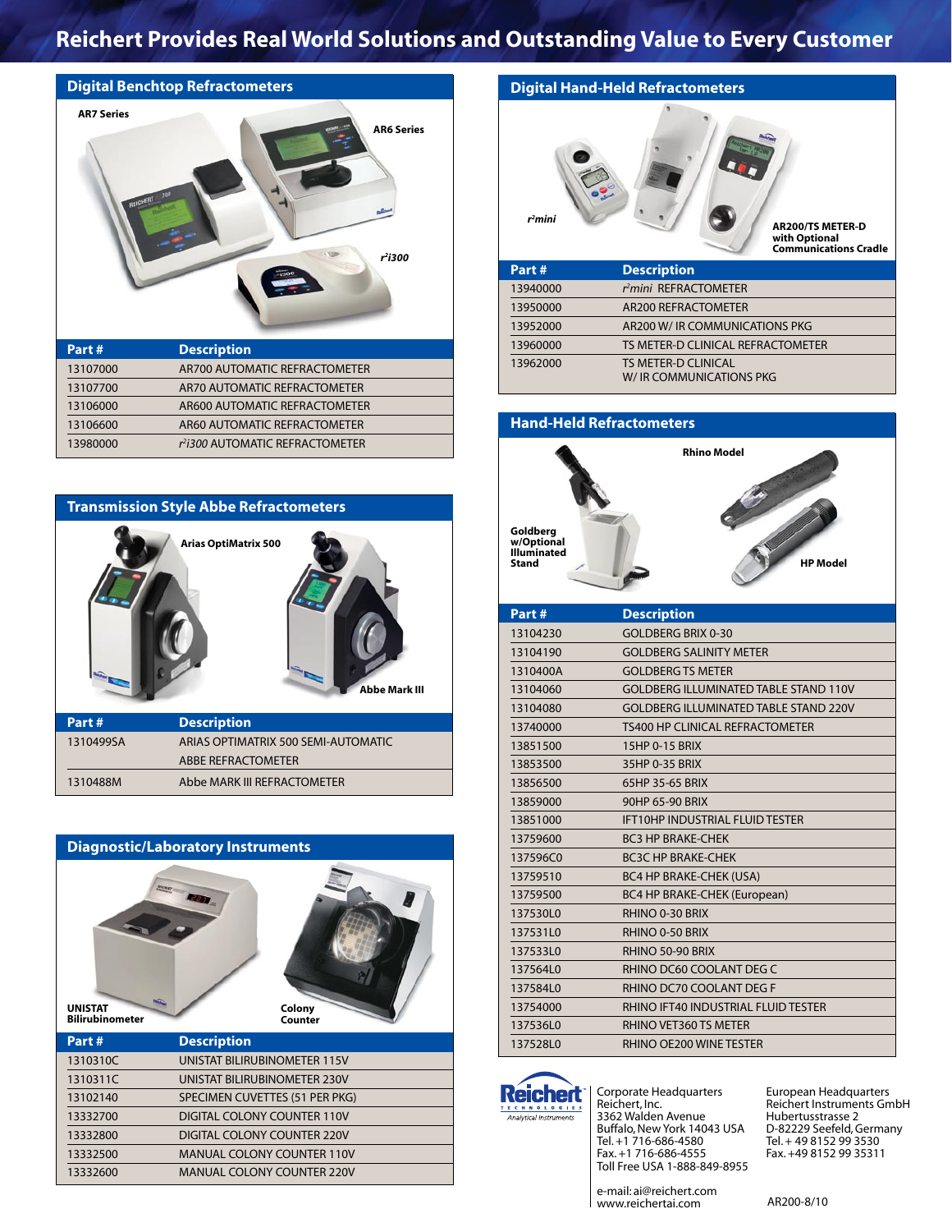# Reichert Provides Real World Solutions and Outstanding Value to Every Customer

## Digital Benchtop Refractometers

AR7 Series

AR6 Series

$r^2$*i300*

| Part # | Description |
|---|---|
| 13107000 | AR700 AUTOMATIC REFRACTOMETER |
| 13107700 | AR70 AUTOMATIC REFRACTOMETER |
| 13106000 | AR600 AUTOMATIC REFRACTOMETER |
| 13106600 | AR60 AUTOMATIC REFRACTOMETER |
| 13980000 | $r^2$*i300* AUTOMATIC REFRACTOMETER |

## Transmission Style Abbe Refractometers

Arias OptiMatrix 500

Abbe Mark III

| Part # | Description |
|---|---|
| 1310499SA | ARIAS OPTIMATRIX 500 SEMI-AUTOMATIC ABBE REFRACTOMETER |
| 1310488M | Abbe MARK III REFRACTOMETER |

## Diagnostic/Laboratory Instruments

UNISTAT Bilirubinometer

Colony Counter

| Part # | Description |
|---|---|
| 1310310C | UNISTAT BILIRUBINOMETER 115V |
| 1310311C | UNISTAT BILIRUBINOMETER 230V |
| 13102140 | SPECIMEN CUVETTES (51 PER PKG) |
| 13332700 | DIGITAL COLONY COUNTER 110V |
| 13332800 | DIGITAL COLONY COUNTER 220V |
| 13332500 | MANUAL COLONY COUNTER 110V |
| 13332600 | MANUAL COLONY COUNTER 220V |

## Digital Hand-Held Refractometers

$r^2$*mini*

AR200/TS METER-D with Optional Communications Cradle

| Part # | Description |
|---|---|
| 13940000 | $r^2$*mini* REFRACTOMETER |
| 13950000 | AR200 REFRACTOMETER |
| 13952000 | AR200 W/ IR COMMUNICATIONS PKG |
| 13960000 | TS METER-D CLINICAL REFRACTOMETER |
| 13962000 | TS METER-D CLINICAL W/ IR COMMUNICATIONS PKG |

## Hand-Held Refractometers

Goldberg w/Optional Illuminated Stand

Rhino Model

HP Model

| Part # | Description |
|---|---|
| 13104230 | GOLDBERG BRIX 0-30 |
| 13104190 | GOLDBERG SALINITY METER |
| 1310400A | GOLDBERG TS METER |
| 13104060 | GOLDBERG ILLUMINATED TABLE STAND 110V |
| 13104080 | GOLDBERG ILLUMINATED TABLE STAND 220V |
| 13740000 | TS400 HP CLINICAL REFRACTOMETER |
| 13851500 | 15HP 0-15 BRIX |
| 13853500 | 35HP 0-35 BRIX |
| 13856500 | 65HP 35-65 BRIX |
| 13859000 | 90HP 65-90 BRIX |
| 13851000 | IFT10HP INDUSTRIAL FLUID TESTER |
| 13759600 | BC3 HP BRAKE-CHEK |
| 137596C0 | BC3C HP BRAKE-CHEK |
| 13759510 | BC4 HP BRAKE-CHEK (USA) |
| 13759500 | BC4 HP BRAKE-CHEK (European) |
| 137530L0 | RHINO 0-30 BRIX |
| 137531L0 | RHINO 0-50 BRIX |
| 137533L0 | RHINO 50-90 BRIX |
| 137564L0 | RHINO DC60 COOLANT DEG C |
| 137584L0 | RHINO DC70 COOLANT DEG F |
| 13754000 | RHINO IFT40 INDUSTRIAL FLUID TESTER |
| 137536L0 | RHINO VET360 TS METER |
| 137528L0 | RHINO OE200 WINE TESTER |

Reichert TECHNOLOGIES
Analytical Instruments

Corporate Headquarters
Reichert, Inc.
3362 Walden Avenue
Buffalo, New York 14043 USA
Tel. +1 716-686-4580
Fax. +1 716-686-4555
Toll Free USA 1-888-849-8955

European Headquarters
Reichert Instruments GmbH
Hubertusstrasse 2
D-82229 Seefeld, Germany
Tel. + 49 8152 99 3530
Fax. +49 8152 99 35311

e-mail: ai@reichert.com
www.reichertai.com

AR200-8/10